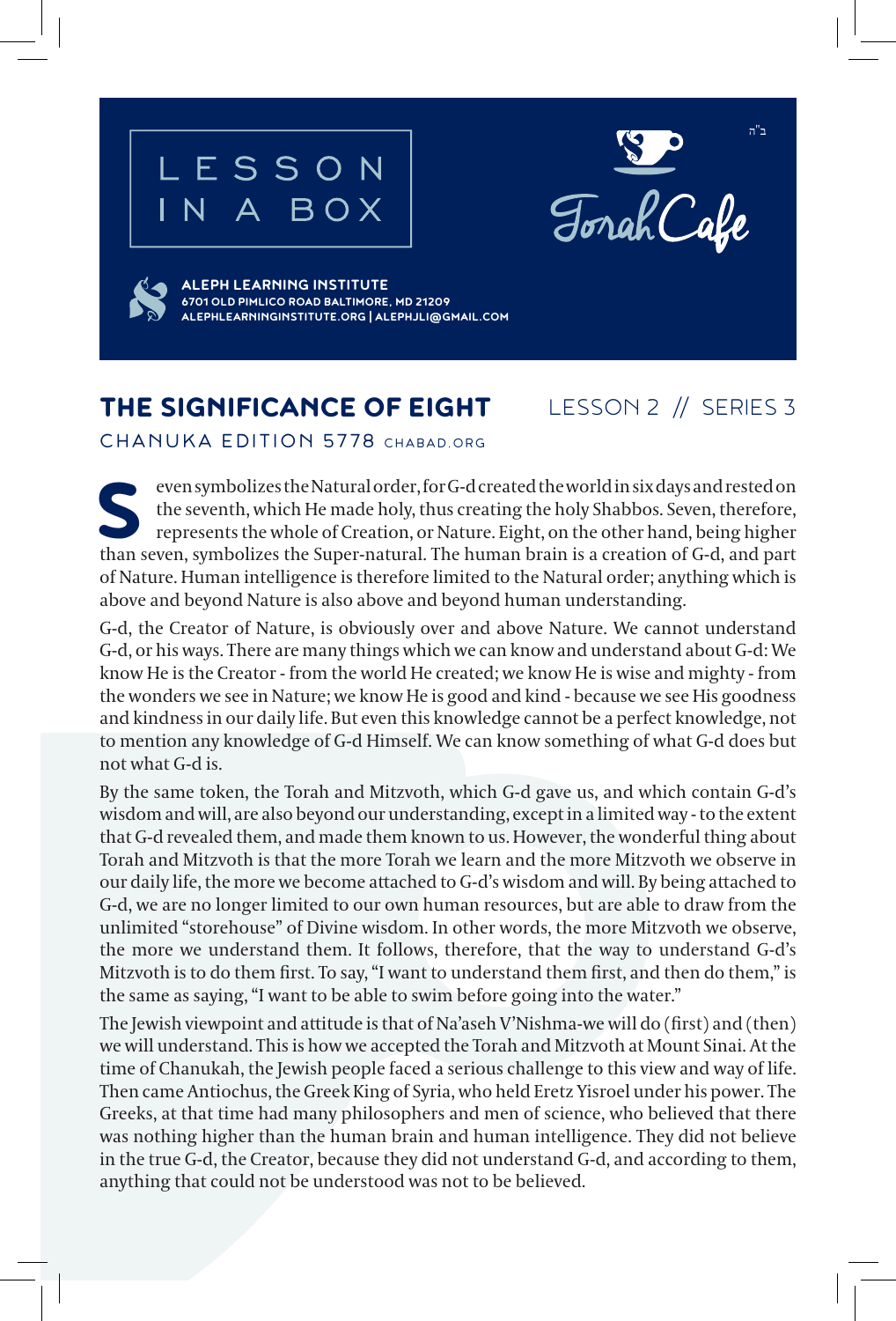ב"ה

LESSON IN A BOX

Torah Cafe

**ALEPH LEARNING INSTITUTE**
**6701 OLD PIMLICO ROAD BALTIMORE, MD 21209**
**ALEPHLEARNINGINSTITUTE.ORG | ALEPHJLI@GMAIL.COM**

# THE SIGNIFICANCE OF EIGHT

LESSON 2 // SERIES 3

CHANUKA EDITION 5778 CHABAD.ORG

Seven symbolizes the Natural order, for G-d created the world in six days and rested on the seventh, which He made holy, thus creating the holy Shabbos. Seven, therefore, represents the whole of Creation, or Nature. Eight, on the other hand, being higher than seven, symbolizes the Super-natural. The human brain is a creation of G-d, and part of Nature. Human intelligence is therefore limited to the Natural order; anything which is above and beyond Nature is also above and beyond human understanding.

G-d, the Creator of Nature, is obviously over and above Nature. We cannot understand G-d, or his ways. There are many things which we can know and understand about G-d: We know He is the Creator - from the world He created; we know He is wise and mighty - from the wonders we see in Nature; we know He is good and kind - because we see His goodness and kindness in our daily life. But even this knowledge cannot be a perfect knowledge, not to mention any knowledge of G-d Himself. We can know something of what G-d does but not what G-d is.

By the same token, the Torah and Mitzvoth, which G-d gave us, and which contain G-d's wisdom and will, are also beyond our understanding, except in a limited way - to the extent that G-d revealed them, and made them known to us. However, the wonderful thing about Torah and Mitzvoth is that the more Torah we learn and the more Mitzvoth we observe in our daily life, the more we become attached to G-d's wisdom and will. By being attached to G-d, we are no longer limited to our own human resources, but are able to draw from the unlimited "storehouse" of Divine wisdom. In other words, the more Mitzvoth we observe, the more we understand them. It follows, therefore, that the way to understand G-d's Mitzvoth is to do them first. To say, "I want to understand them first, and then do them," is the same as saying, "I want to be able to swim before going into the water."

The Jewish viewpoint and attitude is that of Na'aseh V'Nishma-we will do (first) and (then) we will understand. This is how we accepted the Torah and Mitzvoth at Mount Sinai. At the time of Chanukah, the Jewish people faced a serious challenge to this view and way of life. Then came Antiochus, the Greek King of Syria, who held Eretz Yisroel under his power. The Greeks, at that time had many philosophers and men of science, who believed that there was nothing higher than the human brain and human intelligence. They did not believe in the true G-d, the Creator, because they did not understand G-d, and according to them, anything that could not be understood was not to be believed.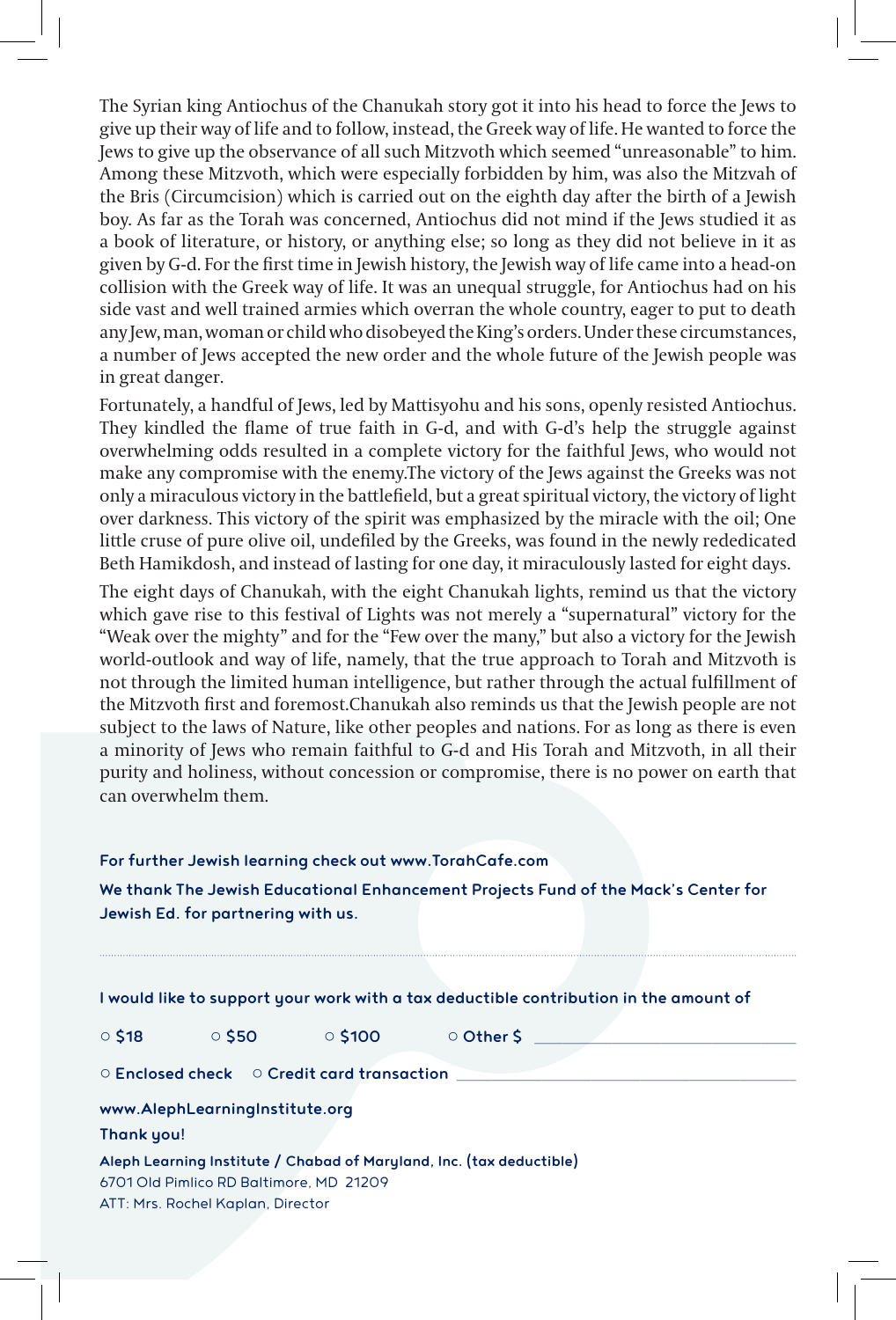The Syrian king Antiochus of the Chanukah story got it into his head to force the Jews to give up their way of life and to follow, instead, the Greek way of life. He wanted to force the Jews to give up the observance of all such Mitzvoth which seemed "unreasonable" to him. Among these Mitzvoth, which were especially forbidden by him, was also the Mitzvah of the Bris (Circumcision) which is carried out on the eighth day after the birth of a Jewish boy. As far as the Torah was concerned, Antiochus did not mind if the Jews studied it as a book of literature, or history, or anything else; so long as they did not believe in it as given by G-d. For the first time in Jewish history, the Jewish way of life came into a head-on collision with the Greek way of life. It was an unequal struggle, for Antiochus had on his side vast and well trained armies which overran the whole country, eager to put to death any Jew, man, woman or child who disobeyed the King's orders. Under these circumstances, a number of Jews accepted the new order and the whole future of the Jewish people was in great danger.

Fortunately, a handful of Jews, led by Mattisyohu and his sons, openly resisted Antiochus. They kindled the flame of true faith in G-d, and with G-d's help the struggle against overwhelming odds resulted in a complete victory for the faithful Jews, who would not make any compromise with the enemy.The victory of the Jews against the Greeks was not only a miraculous victory in the battlefield, but a great spiritual victory, the victory of light over darkness. This victory of the spirit was emphasized by the miracle with the oil; One little cruse of pure olive oil, undefiled by the Greeks, was found in the newly rededicated Beth Hamikdosh, and instead of lasting for one day, it miraculously lasted for eight days.

The eight days of Chanukah, with the eight Chanukah lights, remind us that the victory which gave rise to this festival of Lights was not merely a "supernatural" victory for the "Weak over the mighty" and for the "Few over the many," but also a victory for the Jewish world-outlook and way of life, namely, that the true approach to Torah and Mitzvoth is not through the limited human intelligence, but rather through the actual fulfillment of the Mitzvoth first and foremost.Chanukah also reminds us that the Jewish people are not subject to the laws of Nature, like other peoples and nations. For as long as there is even a minority of Jews who remain faithful to G-d and His Torah and Mitzvoth, in all their purity and holiness, without concession or compromise, there is no power on earth that can overwhelm them.

**For further Jewish learning check out www.TorahCafe.com**

**We thank The Jewish Educational Enhancement Projects Fund of the Mack's Center for Jewish Ed. for partnering with us.**

---

**I would like to support your work with a tax deductible contribution in the amount of**

○ $18 ○ $50 ○ $100 ○ Other $ ______________________

○ Enclosed check ○ Credit card transaction ______________________________

**www.AlephLearningInstitute.org**

**Thank you!**

**Aleph Learning Institute / Chabad of Maryland, Inc. (tax deductible)**
6701 Old Pimlico RD Baltimore, MD 21209
ATT: Mrs. Rochel Kaplan, Director